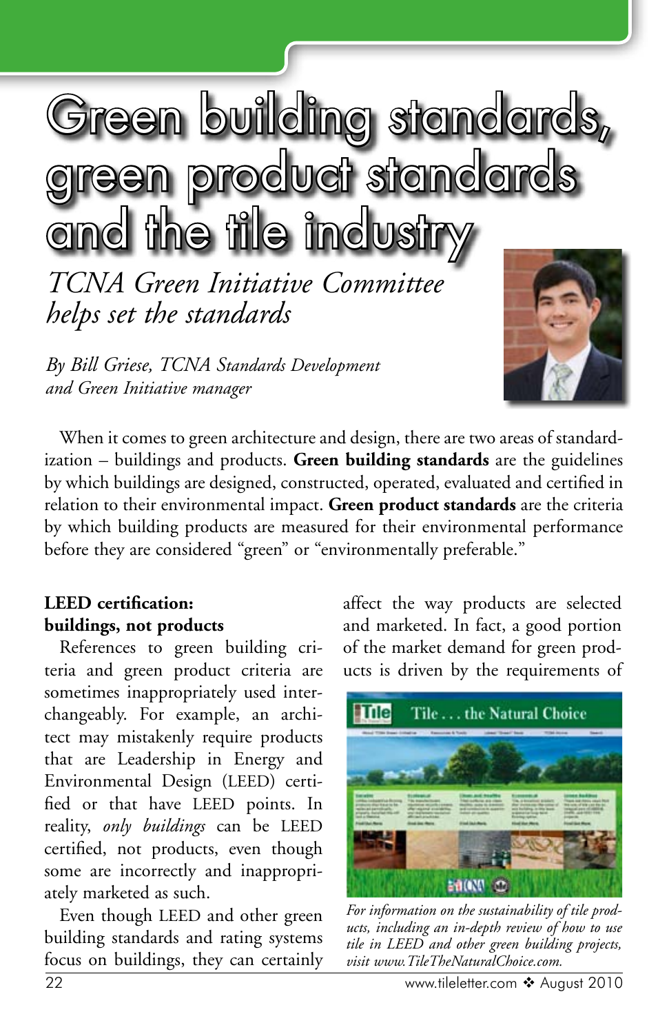# Green building standards, green product standards and the tile industry

## *TCNA Green Initiative Committee helps set the standards*

*By Bill Griese, TCNA Standards Development and Green Initiative manager*

When it comes to green architecture and design, there are two areas of standardization – buildings and products. **Green building standards** are the guidelines by which buildings are designed, constructed, operated, evaluated and certified in relation to their environmental impact. **Green product standards** are the criteria by which building products are measured for their environmental performance before they are considered "green" or "environmentally preferable."

### LEED certification: buildings, not products

References to green building criteria and green product criteria are sometimes inappropriately used interchangeably. For example, an architect may mistakenly require products that are Leadership in Energy and Environmental Design (LEED) certified or that have LEED points. In reality, *only buildings* can be LEED certified, not products, even though some are incorrectly and inappropriately marketed as such.

Even though LEED and other green building standards and rating systems focus on buildings, they can certainly affect the way products are selected and marketed. In fact, a good portion of the market demand for green products is driven by the requirements of

*For information on the sustainability of tile products, including an in-depth review of how to use tile in LEED and other green building projects, visit www.TileTheNaturalChoice.com.*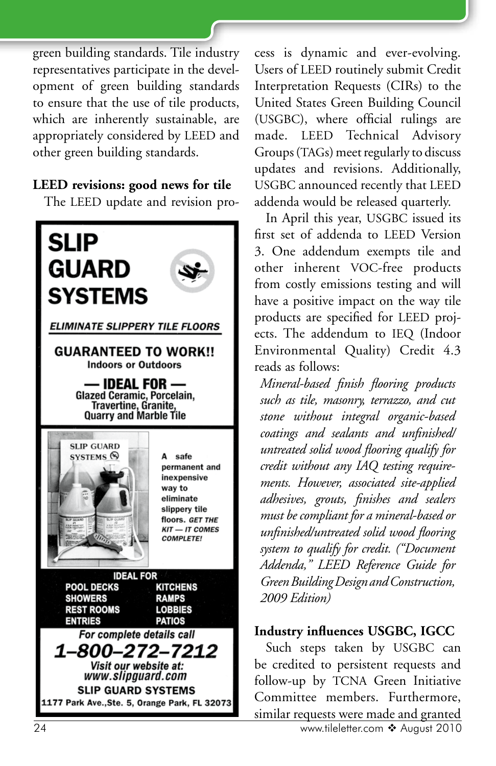green building standards. Tile industry representatives participate in the development of green building standards to ensure that the use of tile products, which are inherently sustainable, are appropriately considered by LEED and other green building standards.

**LEED revisions: good news for tile**

The LEED update and revision process is dynamic and ever-evolving. Users of LEED routinely submit Credit Interpretation Requests (CIRs) to the United States Green Building Council (USGBC), where official rulings are made. LEED Technical Advisory Groups (TAGs) meet regularly to discuss updates and revisions. Additionally, USGBC announced recently that LEED addenda would be released quarterly.

In April this year, USGBC issued its first set of addenda to LEED Version 3. One addendum exempts tile and other inherent VOC-free products from costly emissions testing and will have a positive impact on the way tile products are specified for LEED projects. The addendum to IEQ (Indoor Environmental Quality) Credit 4.3 reads as follows:

*Mineral-based finish flooring products such as tile, masonry, terrazzo, and cut stone without integral organic-based coatings and sealants and unfinished/untreated solid wood flooring qualify for credit without any IAQ testing requirements. However, associated site-applied adhesives, grouts, finishes and sealers must be compliant for a mineral-based or unfinished/untreated solid wood flooring system to qualify for credit. ("Document Addenda," LEED Reference Guide for Green Building Design and Construction, 2009 Edition)*

**Industry influences USGBC, IGCC**

Such steps taken by USGBC can be credited to persistent requests and follow-up by TCNA Green Initiative Committee members. Furthermore, similar requests were made and granted

---

# SLIP GUARD SYSTEMS

***ELIMINATE SLIPPERY TILE FLOORS***

**GUARANTEED TO WORK!!**
**Indoors or Outdoors**

**— IDEAL FOR —**
**Glazed Ceramic, Porcelain, Travertine, Granite, Quarry and Marble Tile**

A safe permanent and inexpensive way to eliminate slippery tile floors. ***GET THE KIT — IT COMES COMPLETE!***

**IDEAL FOR**

**POOL DECKS** **KITCHENS**
**SHOWERS** **RAMPS**
**REST ROOMS** **LOBBIES**
**ENTRIES** **PATIOS**

***For complete details call***
***1–800–272–7212***
***Visit our website at:***
***www.slipguard.com***
**SLIP GUARD SYSTEMS**
**1177 Park Ave.,Ste. 5, Orange Park, FL 32073**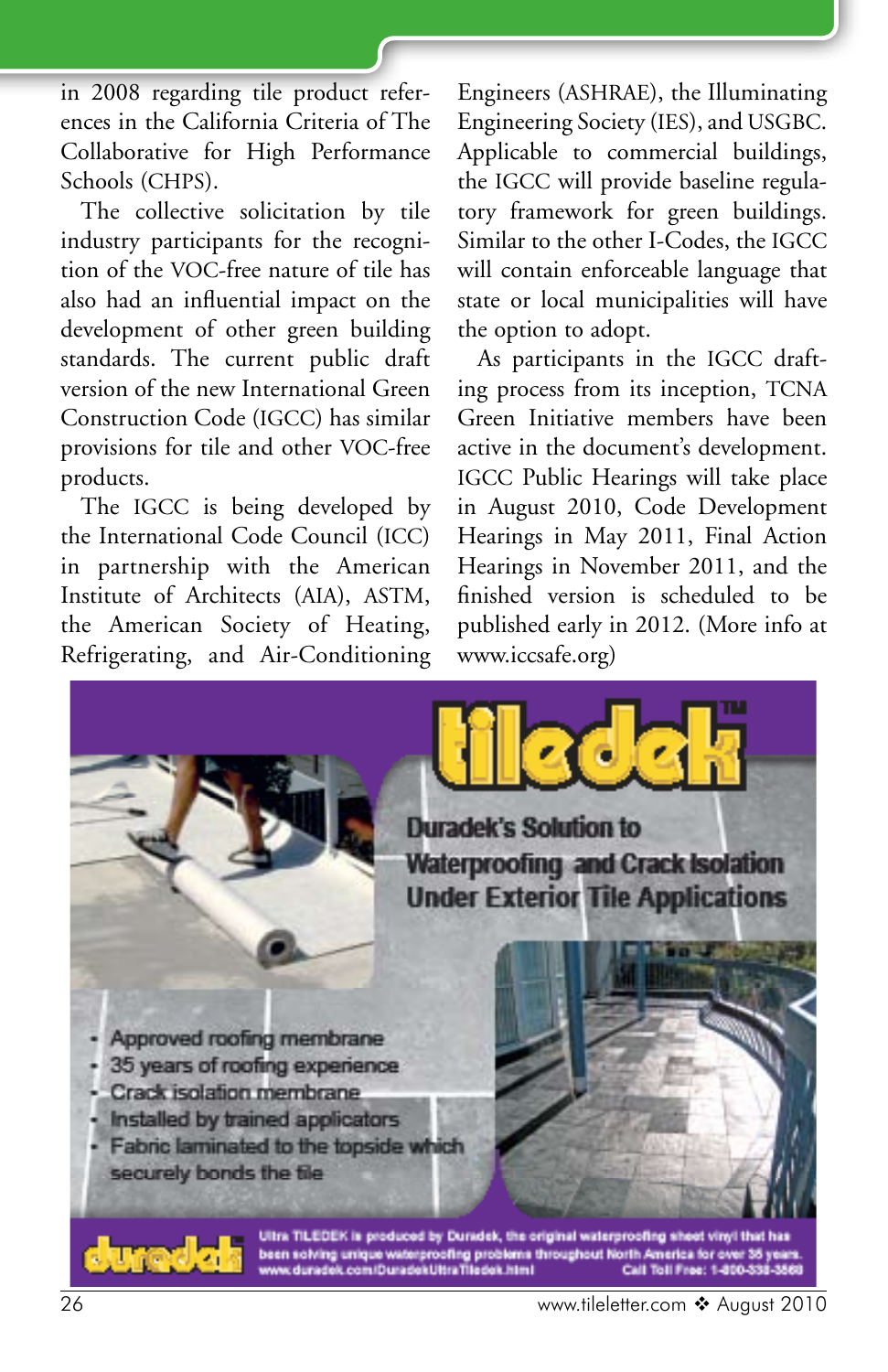in 2008 regarding tile product references in the California Criteria of The Collaborative for High Performance Schools (CHPS).

The collective solicitation by tile industry participants for the recognition of the VOC-free nature of tile has also had an influential impact on the development of other green building standards. The current public draft version of the new International Green Construction Code (IGCC) has similar provisions for tile and other VOC-free products.

The IGCC is being developed by the International Code Council (ICC) in partnership with the American Institute of Architects (AIA), ASTM, the American Society of Heating, Refrigerating, and Air-Conditioning Engineers (ASHRAE), the Illuminating Engineering Society (IES), and USGBC. Applicable to commercial buildings, the IGCC will provide baseline regulatory framework for green buildings. Similar to the other I-Codes, the IGCC will contain enforceable language that state or local municipalities will have the option to adopt.

As participants in the IGCC drafting process from its inception, TCNA Green Initiative members have been active in the document's development. IGCC Public Hearings will take place in August 2010, Code Development Hearings in May 2011, Final Action Hearings in November 2011, and the finished version is scheduled to be published early in 2012. (More info at www.iccsafe.org)

tiledek™

Duradek's Solution to Waterproofing and Crack Isolation Under Exterior Tile Applications

- Approved roofing membrane
- 35 years of roofing experience
- Crack isolation membrane
- Installed by trained applicators
- Fabric laminated to the topside which securely bonds the tile

duradek

Ultra TILEDEK is produced by Duradek, the original waterproofing sheet vinyl that has been solving unique waterproofing problems throughout North America for over 35 years. www.duradek.com/DuradekUltraTiledek.html Call Toll Free: 1-800-338-3568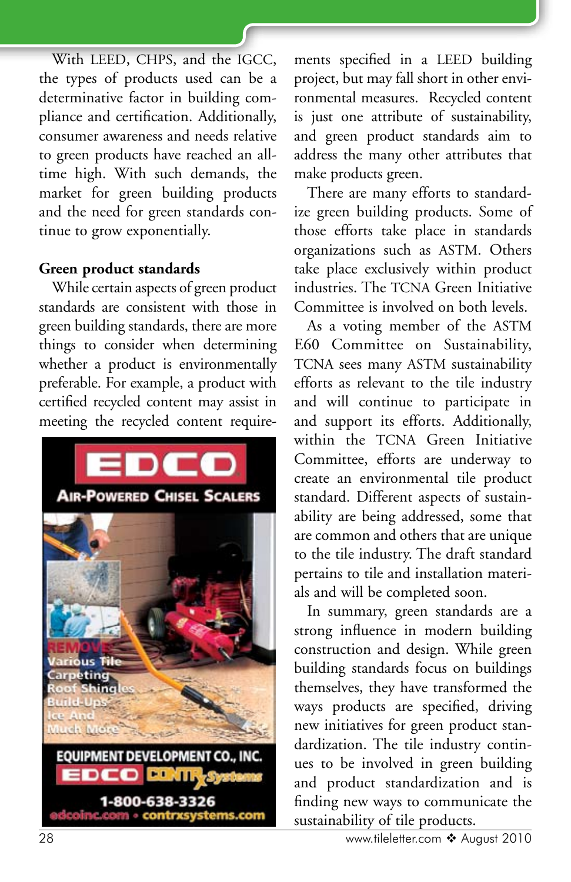With LEED, CHPS, and the IGCC, the types of products used can be a determinative factor in building compliance and certification. Additionally, consumer awareness and needs relative to green products have reached an all-time high. With such demands, the market for green building products and the need for green standards continue to grow exponentially.

**Green product standards**

While certain aspects of green product standards are consistent with those in green building standards, there are more things to consider when determining whether a product is environmentally preferable. For example, a product with certified recycled content may assist in meeting the recycled content requirements specified in a LEED building project, but may fall short in other environmental measures. Recycled content is just one attribute of sustainability, and green product standards aim to address the many other attributes that make products green.

There are many efforts to standardize green building products. Some of those efforts take place in standards organizations such as ASTM. Others take place exclusively within product industries. The TCNA Green Initiative Committee is involved on both levels.

As a voting member of the ASTM E60 Committee on Sustainability, TCNA sees many ASTM sustainability efforts as relevant to the tile industry and will continue to participate in and support its efforts. Additionally, within the TCNA Green Initiative Committee, efforts are underway to create an environmental tile product standard. Different aspects of sustainability are being addressed, some that are common and others that are unique to the tile industry. The draft standard pertains to tile and installation materials and will be completed soon.

In summary, green standards are a strong influence in modern building construction and design. While green building standards focus on buildings themselves, they have transformed the ways products are specified, driving new initiatives for green product standardization. The tile industry continues to be involved in green building and product standardization and is finding new ways to communicate the sustainability of tile products.

EDCO
AIR-POWERED CHISEL SCALERS

REMOVE
Various Tile
Carpeting
Roof Shingles
Build-Ups
Ice And
Much More

EQUIPMENT DEVELOPMENT CO., INC.
EDCO CONTRx Systems
1-800-638-3326
edcoinc.com • contrxsystems.com